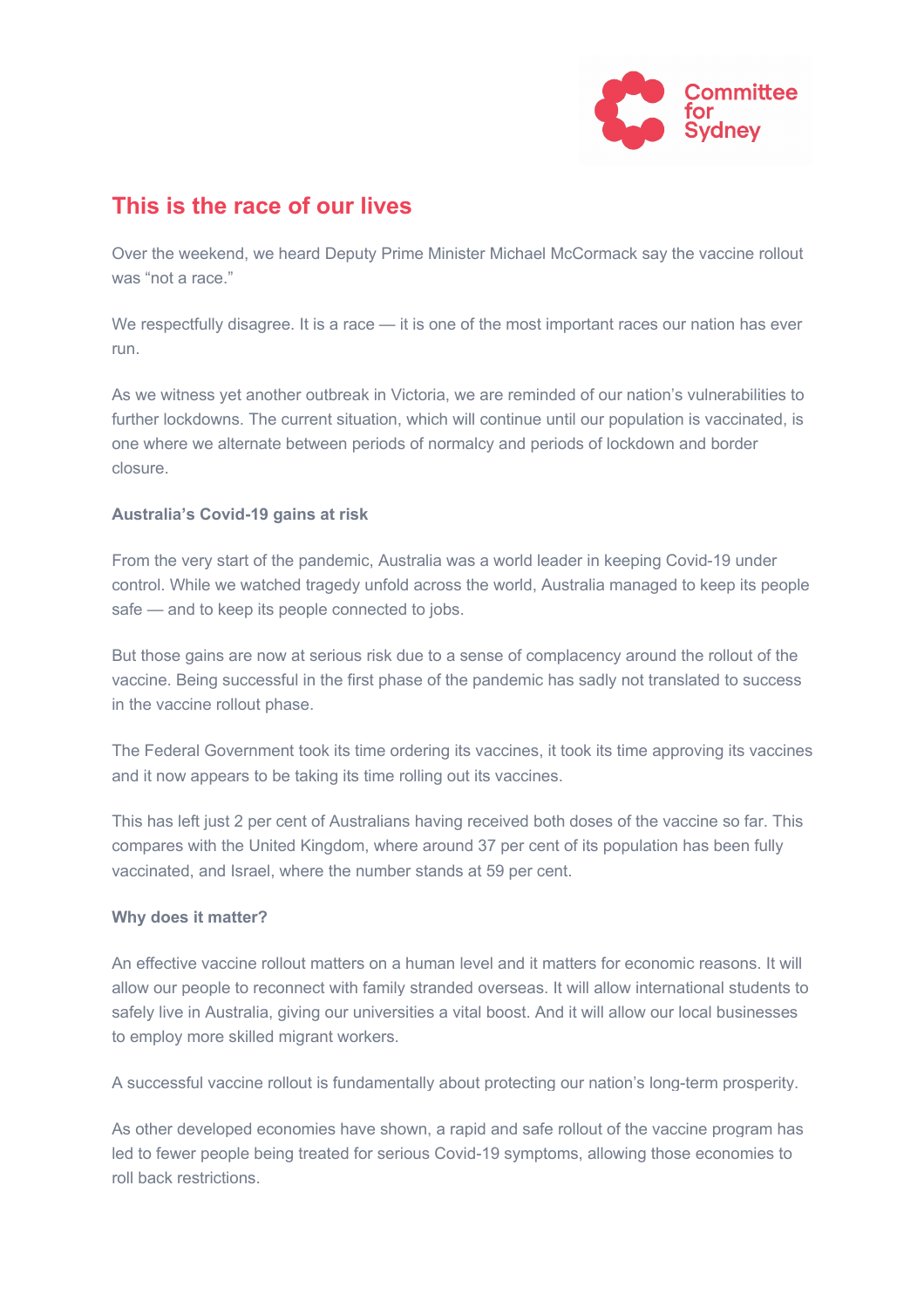Committee for Sydney

# This is the race of our lives

Over the weekend, we heard Deputy Prime Minister Michael McCormack say the vaccine rollout was "not a race."

We respectfully disagree. It is a race — it is one of the most important races our nation has ever run.

As we witness yet another outbreak in Victoria, we are reminded of our nation's vulnerabilities to further lockdowns. The current situation, which will continue until our population is vaccinated, is one where we alternate between periods of normalcy and periods of lockdown and border closure.

**Australia's Covid-19 gains at risk**

From the very start of the pandemic, Australia was a world leader in keeping Covid-19 under control. While we watched tragedy unfold across the world, Australia managed to keep its people safe — and to keep its people connected to jobs.

But those gains are now at serious risk due to a sense of complacency around the rollout of the vaccine. Being successful in the first phase of the pandemic has sadly not translated to success in the vaccine rollout phase.

The Federal Government took its time ordering its vaccines, it took its time approving its vaccines and it now appears to be taking its time rolling out its vaccines.

This has left just 2 per cent of Australians having received both doses of the vaccine so far. This compares with the United Kingdom, where around 37 per cent of its population has been fully vaccinated, and Israel, where the number stands at 59 per cent.

**Why does it matter?**

An effective vaccine rollout matters on a human level and it matters for economic reasons. It will allow our people to reconnect with family stranded overseas. It will allow international students to safely live in Australia, giving our universities a vital boost. And it will allow our local businesses to employ more skilled migrant workers.

A successful vaccine rollout is fundamentally about protecting our nation's long-term prosperity.

As other developed economies have shown, a rapid and safe rollout of the vaccine program has led to fewer people being treated for serious Covid-19 symptoms, allowing those economies to roll back restrictions.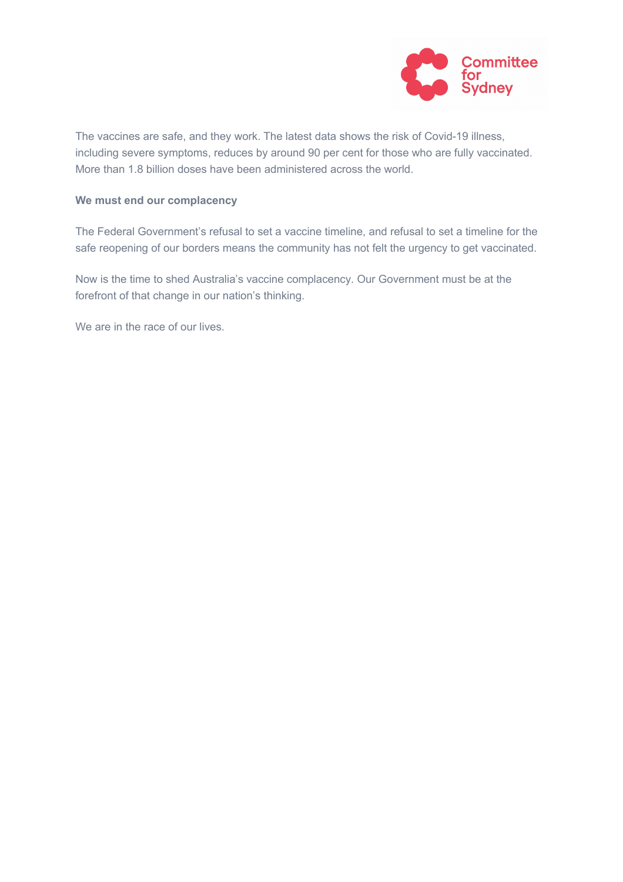The vaccines are safe, and they work. The latest data shows the risk of Covid-19 illness, including severe symptoms, reduces by around 90 per cent for those who are fully vaccinated. More than 1.8 billion doses have been administered across the world.

**We must end our complacency**

The Federal Government's refusal to set a vaccine timeline, and refusal to set a timeline for the safe reopening of our borders means the community has not felt the urgency to get vaccinated.

Now is the time to shed Australia's vaccine complacency. Our Government must be at the forefront of that change in our nation's thinking.

We are in the race of our lives.